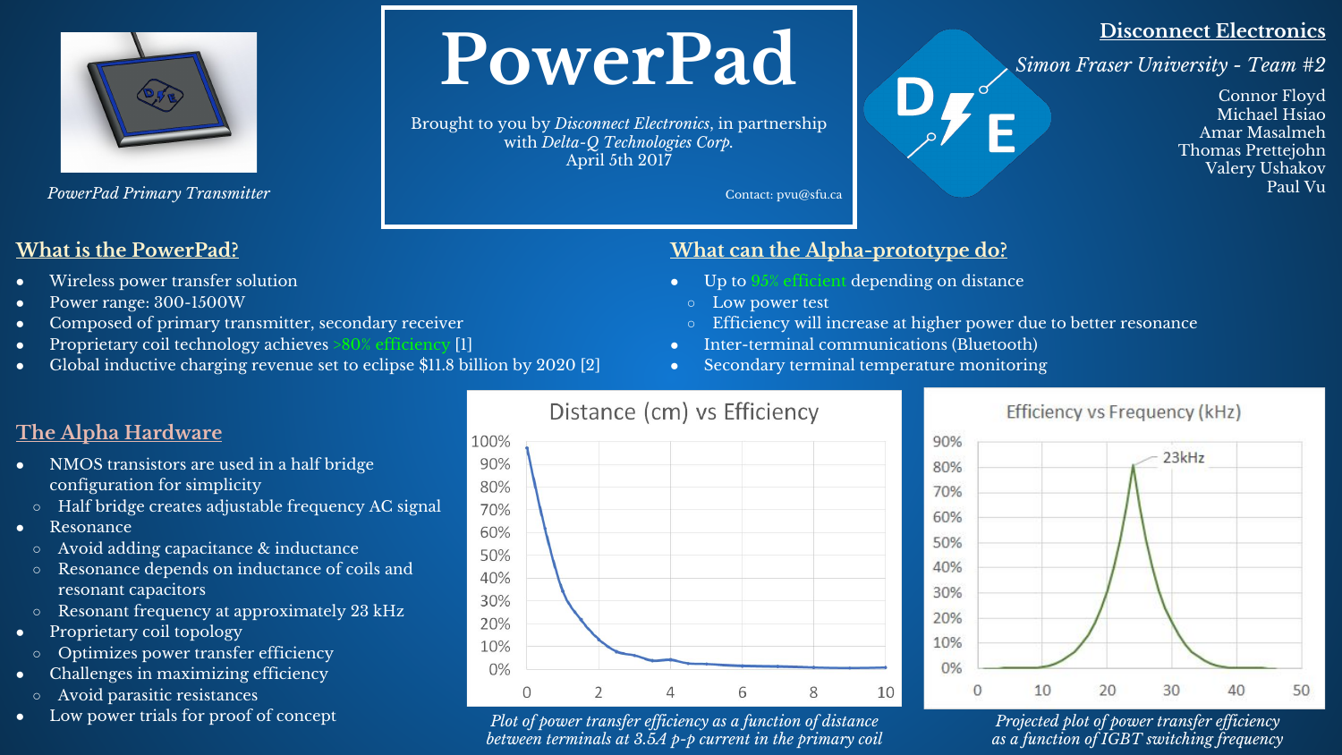# PowerPad

Brought to you by *Disconnect Electronics*, in partnership with *Delta-Q Technologies Corp.*
April 5th 2017

Contact: pvu@sfu.ca

*PowerPad Primary Transmitter*

**Disconnect Electronics**

*Simon Fraser University - Team #2*

Connor Floyd
Michael Hsiao
Amar Masalmeh
Thomas Prettejohn
Valery Ushakov
Paul Vu

## What is the PowerPad?

- Wireless power transfer solution
- Power range: 300-1500W
- Composed of primary transmitter, secondary receiver
- Proprietary coil technology achieves >80% efficiency [1]
- Global inductive charging revenue set to eclipse $11.8 billion by 2020 [2]

## The Alpha Hardware

- NMOS transistors are used in a half bridge configuration for simplicity
  - Half bridge creates adjustable frequency AC signal
- Resonance
  - Avoid adding capacitance & inductance
  - Resonance depends on inductance of coils and resonant capacitors
  - Resonant frequency at approximately 23 kHz
- Proprietary coil topology
  - Optimizes power transfer efficiency
- Challenges in maximizing efficiency
  - Avoid parasitic resistances
- Low power trials for proof of concept

## What can the Alpha-prototype do?

- Up to 95% efficient depending on distance
  - Low power test
  - Efficiency will increase at higher power due to better resonance
- Inter-terminal communications (Bluetooth)
- Secondary terminal temperature monitoring

*Plot of power transfer efficiency as a function of distance between terminals at 3.5A p-p current in the primary coil*

*Projected plot of power transfer efficiency as a function of IGBT switching frequency*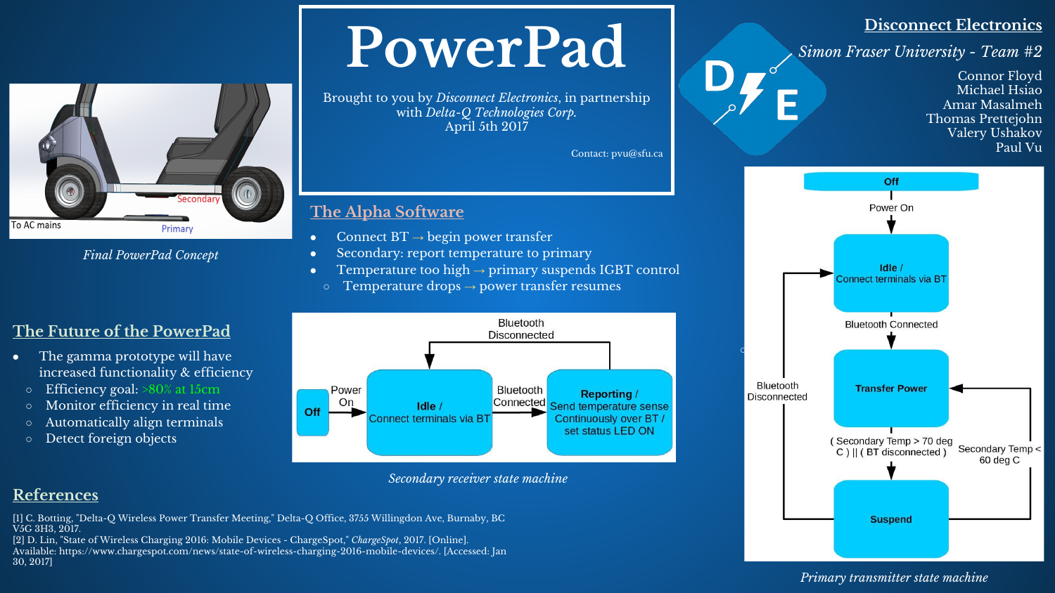# PowerPad

Brought to you by *Disconnect Electronics*, in partnership with *Delta-Q Technologies Corp.*
April 5th 2017

Contact: pvu@sfu.ca

## Disconnect Electronics

*Simon Fraser University - Team #2*

Connor Floyd
Michael Hsiao
Amar Masalmeh
Thomas Prettejohn
Valery Ushakov
Paul Vu

To AC mains
Secondary
Primary

*Final PowerPad Concept*

## The Alpha Software

- Connect BT → begin power transfer
- Secondary: report temperature to primary
- Temperature too high → primary suspends IGBT control
  - Temperature drops → power transfer resumes

Off
Power On
Idle / Connect terminals via BT
Bluetooth Connected
Reporting / Send temperature sense Continuously over BT / set status LED ON
Bluetooth Disconnected

*Secondary receiver state machine*

Off
Power On
Idle / Connect terminals via BT
Bluetooth Connected
Transfer Power
( Secondary Temp > 70 deg C ) || ( BT disconnected )
Secondary Temp < 60 deg C
Suspend
Bluetooth Disconnected

*Primary transmitter state machine*

## The Future of the PowerPad

- The gamma prototype will have increased functionality & efficiency
  - Efficiency goal: >80% at 15cm
  - Monitor efficiency in real time
  - Automatically align terminals
  - Detect foreign objects

## References

[1] C. Botting, "Delta-Q Wireless Power Transfer Meeting," Delta-Q Office, 3755 Willingdon Ave, Burnaby, BC V5G 3H3, 2017.
[2] D. Lin, "State of Wireless Charging 2016: Mobile Devices - ChargeSpot," *ChargeSpot*, 2017. [Online]. Available: https://www.chargespot.com/news/state-of-wireless-charging-2016-mobile-devices/. [Accessed: Jan 30, 2017]